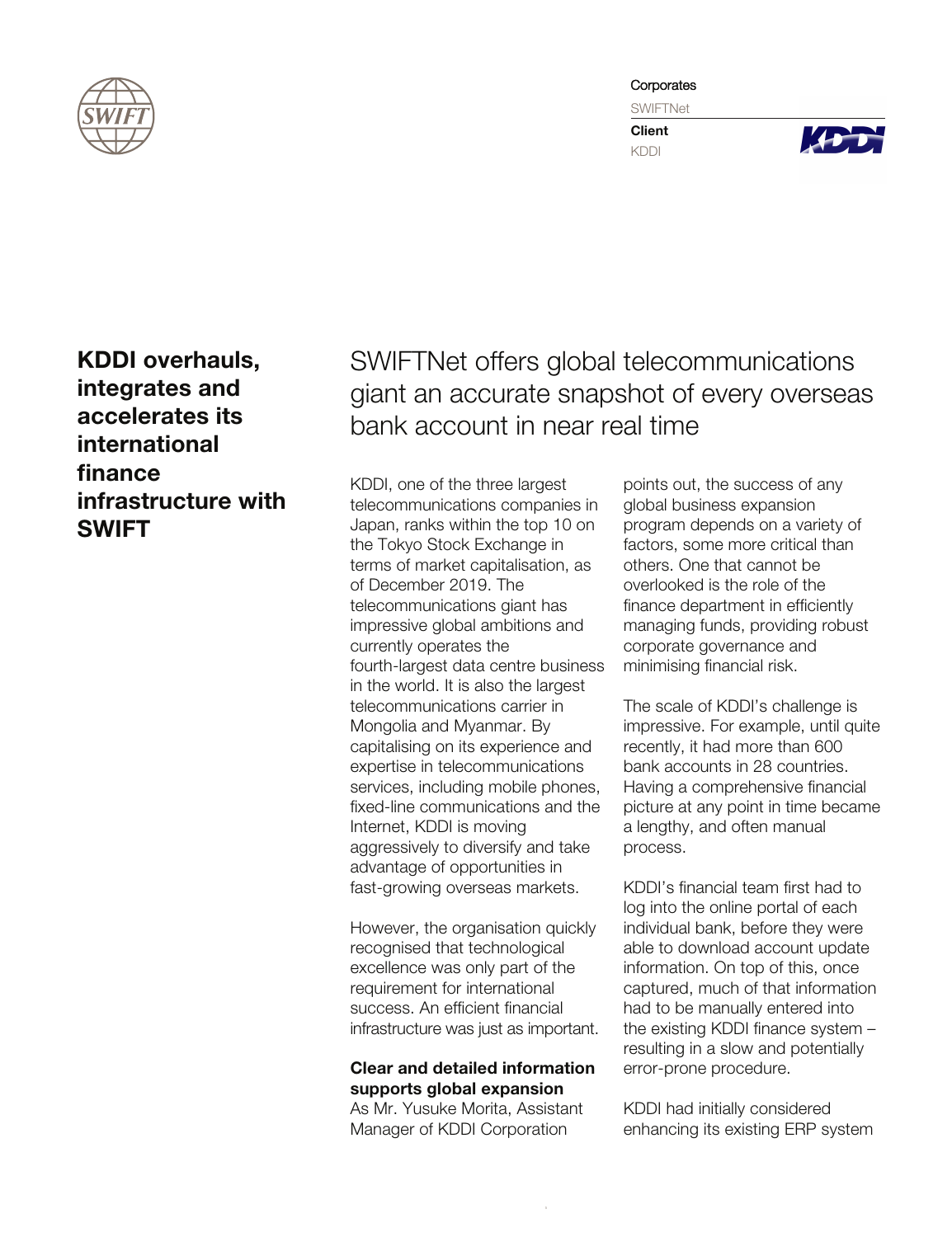Corporates

SWIFTNet

**Client**

KDDI

# KDDI overhauls, integrates and accelerates its international finance infrastructure with SWIFT

## SWIFTNet offers global telecommunications giant an accurate snapshot of every overseas bank account in near real time

KDDI, one of the three largest telecommunications companies in Japan, ranks within the top 10 on the Tokyo Stock Exchange in terms of market capitalisation, as of December 2019. The telecommunications giant has impressive global ambitions and currently operates the fourth-largest data centre business in the world. It is also the largest telecommunications carrier in Mongolia and Myanmar. By capitalising on its experience and expertise in telecommunications services, including mobile phones, fixed-line communications and the Internet, KDDI is moving aggressively to diversify and take advantage of opportunities in fast-growing overseas markets.

However, the organisation quickly recognised that technological excellence was only part of the requirement for international success. An efficient financial infrastructure was just as important.

### Clear and detailed information supports global expansion

As Mr. Yusuke Morita, Assistant Manager of KDDI Corporation points out, the success of any global business expansion program depends on a variety of factors, some more critical than others. One that cannot be overlooked is the role of the finance department in efficiently managing funds, providing robust corporate governance and minimising financial risk.

The scale of KDDI's challenge is impressive. For example, until quite recently, it had more than 600 bank accounts in 28 countries. Having a comprehensive financial picture at any point in time became a lengthy, and often manual process.

KDDI's financial team first had to log into the online portal of each individual bank, before they were able to download account update information. On top of this, once captured, much of that information had to be manually entered into the existing KDDI finance system – resulting in a slow and potentially error-prone procedure.

KDDI had initially considered enhancing its existing ERP system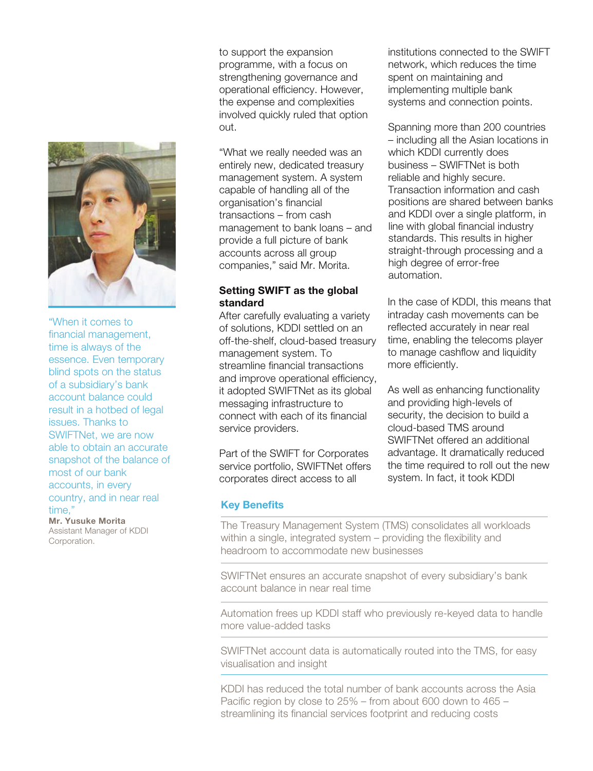"When it comes to financial management, time is always of the essence. Even temporary blind spots on the status of a subsidiary's bank account balance could result in a hotbed of legal issues. Thanks to SWIFTNet, we are now able to obtain an accurate snapshot of the balance of most of our bank accounts, in every country, and in near real time,"

**Mr. Yusuke Morita**
Assistant Manager of KDDI Corporation.

to support the expansion programme, with a focus on strengthening governance and operational efficiency. However, the expense and complexities involved quickly ruled that option out.

"What we really needed was an entirely new, dedicated treasury management system. A system capable of handling all of the organisation's financial transactions – from cash management to bank loans – and provide a full picture of bank accounts across all group companies," said Mr. Morita.

**Setting SWIFT as the global standard**

After carefully evaluating a variety of solutions, KDDI settled on an off-the-shelf, cloud-based treasury management system. To streamline financial transactions and improve operational efficiency, it adopted SWIFTNet as its global messaging infrastructure to connect with each of its financial service providers.

Part of the SWIFT for Corporates service portfolio, SWIFTNet offers corporates direct access to all institutions connected to the SWIFT network, which reduces the time spent on maintaining and implementing multiple bank systems and connection points.

Spanning more than 200 countries – including all the Asian locations in which KDDI currently does business – SWIFTNet is both reliable and highly secure. Transaction information and cash positions are shared between banks and KDDI over a single platform, in line with global financial industry standards. This results in higher straight-through processing and a high degree of error-free automation.

In the case of KDDI, this means that intraday cash movements can be reflected accurately in near real time, enabling the telecoms player to manage cashflow and liquidity more efficiently.

As well as enhancing functionality and providing high-levels of security, the decision to build a cloud-based TMS around SWIFTNet offered an additional advantage. It dramatically reduced the time required to roll out the new system. In fact, it took KDDI

**Key Benefits**

- The Treasury Management System (TMS) consolidates all workloads within a single, integrated system – providing the flexibility and headroom to accommodate new businesses
- SWIFTNet ensures an accurate snapshot of every subsidiary's bank account balance in near real time
- Automation frees up KDDI staff who previously re-keyed data to handle more value-added tasks
- SWIFTNet account data is automatically routed into the TMS, for easy visualisation and insight
- KDDI has reduced the total number of bank accounts across the Asia Pacific region by close to 25% – from about 600 down to 465 – streamlining its financial services footprint and reducing costs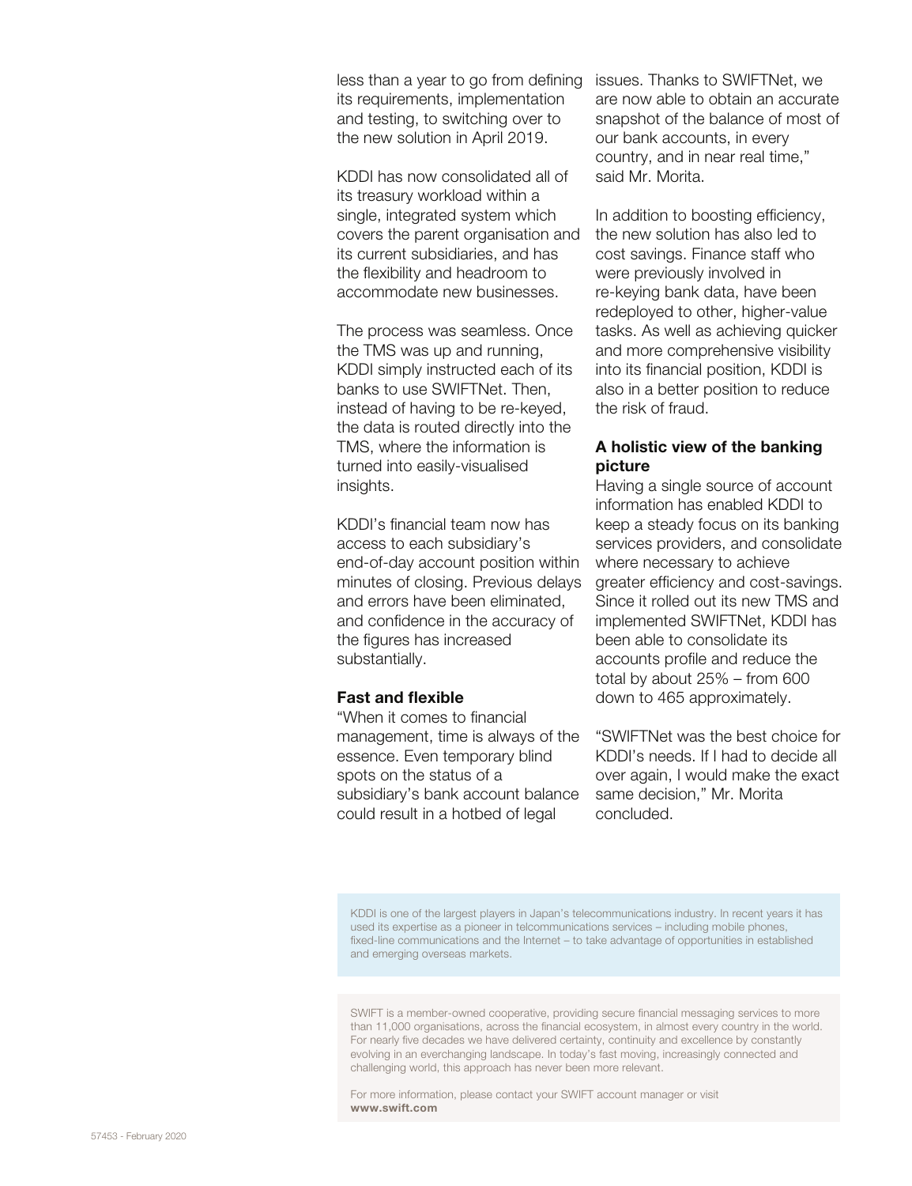less than a year to go from defining its requirements, implementation and testing, to switching over to the new solution in April 2019.

KDDI has now consolidated all of its treasury workload within a single, integrated system which covers the parent organisation and its current subsidiaries, and has the flexibility and headroom to accommodate new businesses.

The process was seamless. Once the TMS was up and running, KDDI simply instructed each of its banks to use SWIFTNet. Then, instead of having to be re-keyed, the data is routed directly into the TMS, where the information is turned into easily-visualised insights.

KDDI's financial team now has access to each subsidiary's end-of-day account position within minutes of closing. Previous delays and errors have been eliminated, and confidence in the accuracy of the figures has increased substantially.

**Fast and flexible**

"When it comes to financial management, time is always of the essence. Even temporary blind spots on the status of a subsidiary's bank account balance could result in a hotbed of legal issues. Thanks to SWIFTNet, we are now able to obtain an accurate snapshot of the balance of most of our bank accounts, in every country, and in near real time," said Mr. Morita.

In addition to boosting efficiency, the new solution has also led to cost savings. Finance staff who were previously involved in re-keying bank data, have been redeployed to other, higher-value tasks. As well as achieving quicker and more comprehensive visibility into its financial position, KDDI is also in a better position to reduce the risk of fraud.

**A holistic view of the banking picture**

Having a single source of account information has enabled KDDI to keep a steady focus on its banking services providers, and consolidate where necessary to achieve greater efficiency and cost-savings. Since it rolled out its new TMS and implemented SWIFTNet, KDDI has been able to consolidate its accounts profile and reduce the total by about 25% – from 600 down to 465 approximately.

"SWIFTNet was the best choice for KDDI's needs. If I had to decide all over again, I would make the exact same decision," Mr. Morita concluded.

KDDI is one of the largest players in Japan's telecommunications industry. In recent years it has used its expertise as a pioneer in telcommunications services – including mobile phones, fixed-line communications and the Internet – to take advantage of opportunities in established and emerging overseas markets.

SWIFT is a member-owned cooperative, providing secure financial messaging services to more than 11,000 organisations, across the financial ecosystem, in almost every country in the world. For nearly five decades we have delivered certainty, continuity and excellence by constantly evolving in an everchanging landscape. In today's fast moving, increasingly connected and challenging world, this approach has never been more relevant.

For more information, please contact your SWIFT account manager or visit **www.swift.com**

57453 - February 2020